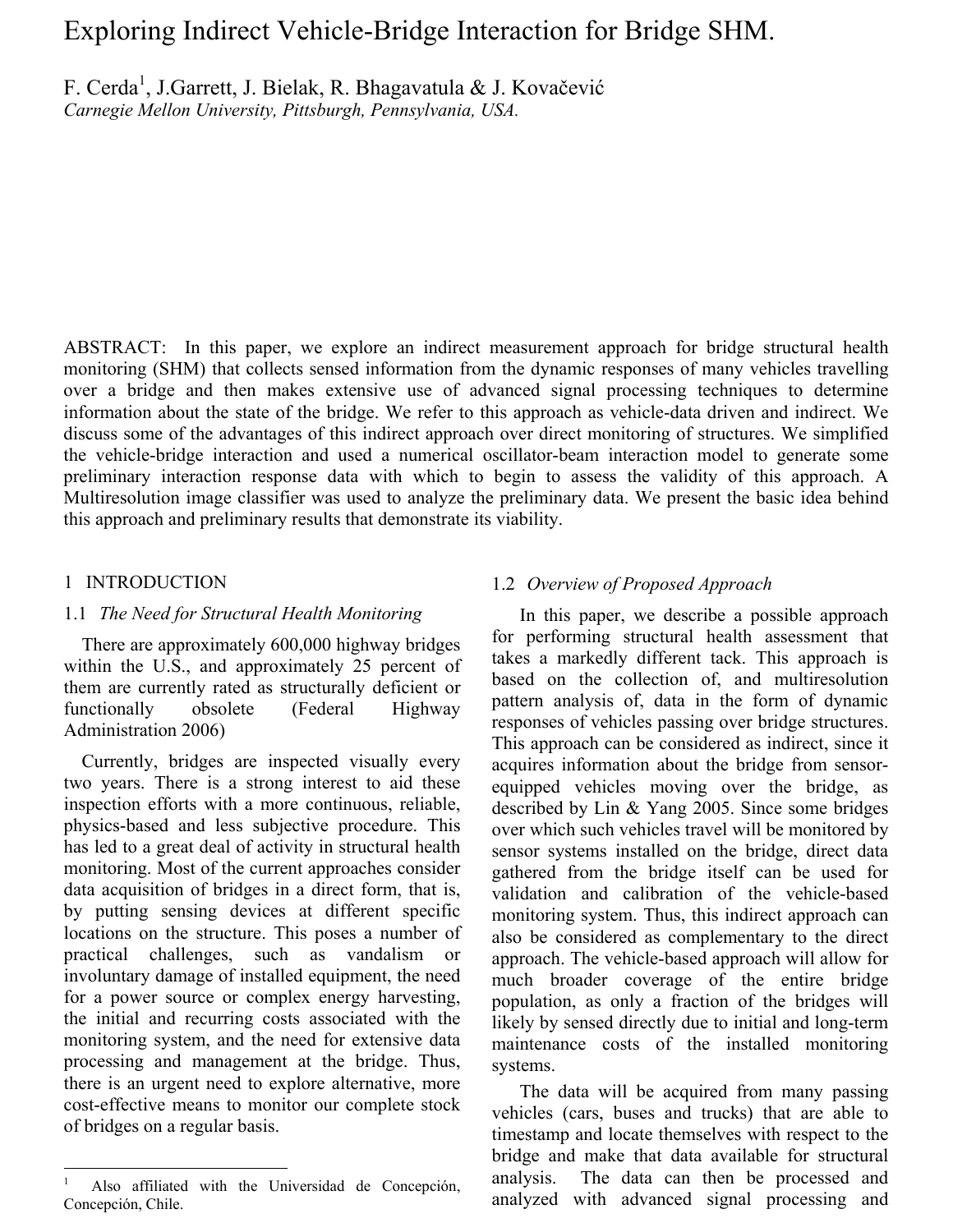# Exploring Indirect Vehicle-Bridge Interaction for Bridge SHM.

F. Cerda[1], J.Garrett, J. Bielak, R. Bhagavatula & J. Kovačević

*Carnegie Mellon University, Pittsburgh, Pennsylvania, USA.*

ABSTRACT: In this paper, we explore an indirect measurement approach for bridge structural health monitoring (SHM) that collects sensed information from the dynamic responses of many vehicles travelling over a bridge and then makes extensive use of advanced signal processing techniques to determine information about the state of the bridge. We refer to this approach as vehicle-data driven and indirect. We discuss some of the advantages of this indirect approach over direct monitoring of structures. We simplified the vehicle-bridge interaction and used a numerical oscillator-beam interaction model to generate some preliminary interaction response data with which to begin to assess the validity of this approach. A Multiresolution image classifier was used to analyze the preliminary data. We present the basic idea behind this approach and preliminary results that demonstrate its viability.

## 1 INTRODUCTION

### 1.1 *The Need for Structural Health Monitoring*

There are approximately 600,000 highway bridges within the U.S., and approximately 25 percent of them are currently rated as structurally deficient or functionally obsolete (Federal Highway Administration 2006)

Currently, bridges are inspected visually every two years. There is a strong interest to aid these inspection efforts with a more continuous, reliable, physics-based and less subjective procedure. This has led to a great deal of activity in structural health monitoring. Most of the current approaches consider data acquisition of bridges in a direct form, that is, by putting sensing devices at different specific locations on the structure. This poses a number of practical challenges, such as vandalism or involuntary damage of installed equipment, the need for a power source or complex energy harvesting, the initial and recurring costs associated with the monitoring system, and the need for extensive data processing and management at the bridge. Thus, there is an urgent need to explore alternative, more cost-effective means to monitor our complete stock of bridges on a regular basis.

### 1.2 *Overview of Proposed Approach*

In this paper, we describe a possible approach for performing structural health assessment that takes a markedly different tack. This approach is based on the collection of, and multiresolution pattern analysis of, data in the form of dynamic responses of vehicles passing over bridge structures. This approach can be considered as indirect, since it acquires information about the bridge from sensor-equipped vehicles moving over the bridge, as described by Lin & Yang 2005. Since some bridges over which such vehicles travel will be monitored by sensor systems installed on the bridge, direct data gathered from the bridge itself can be used for validation and calibration of the vehicle-based monitoring system. Thus, this indirect approach can also be considered as complementary to the direct approach. The vehicle-based approach will allow for much broader coverage of the entire bridge population, as only a fraction of the bridges will likely by sensed directly due to initial and long-term maintenance costs of the installed monitoring systems.

The data will be acquired from many passing vehicles (cars, buses and trucks) that are able to timestamp and locate themselves with respect to the bridge and make that data available for structural analysis. The data can then be processed and analyzed with advanced signal processing and

[1] Also affiliated with the Universidad de Concepción, Concepción, Chile.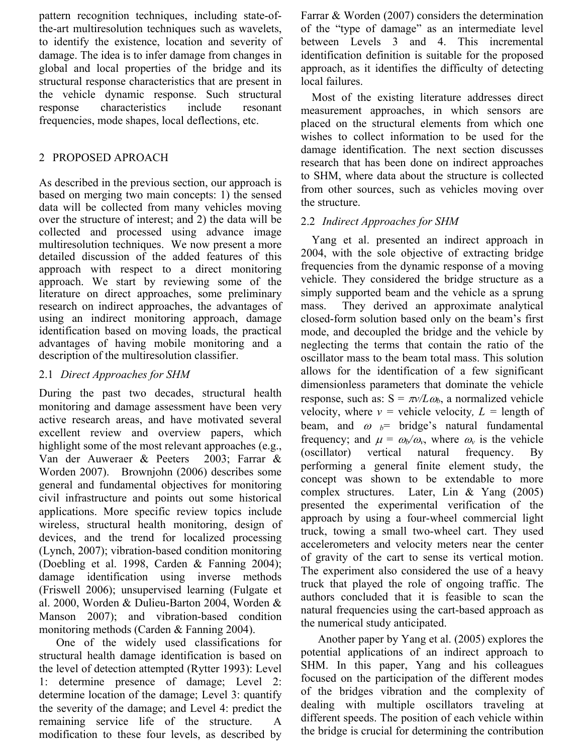pattern recognition techniques, including state-of-the-art multiresolution techniques such as wavelets, to identify the existence, location and severity of damage. The idea is to infer damage from changes in global and local properties of the bridge and its structural response characteristics that are present in the vehicle dynamic response. Such structural response characteristics include resonant frequencies, mode shapes, local deflections, etc.

## 2 PROPOSED APROACH

As described in the previous section, our approach is based on merging two main concepts: 1) the sensed data will be collected from many vehicles moving over the structure of interest; and 2) the data will be collected and processed using advance image multiresolution techniques. We now present a more detailed discussion of the added features of this approach with respect to a direct monitoring approach. We start by reviewing some of the literature on direct approaches, some preliminary research on indirect approaches, the advantages of using an indirect monitoring approach, damage identification based on moving loads, the practical advantages of having mobile monitoring and a description of the multiresolution classifier.

### 2.1 *Direct Approaches for SHM*

During the past two decades, structural health monitoring and damage assessment have been very active research areas, and have motivated several excellent review and overview papers, which highlight some of the most relevant approaches (e.g., Van der Auweraer & Peeters 2003; Farrar & Worden 2007). Brownjohn (2006) describes some general and fundamental objectives for monitoring civil infrastructure and points out some historical applications. More specific review topics include wireless, structural health monitoring, design of devices, and the trend for localized processing (Lynch, 2007); vibration-based condition monitoring (Doebling et al. 1998, Carden & Fanning 2004); damage identification using inverse methods (Friswell 2006); unsupervised learning (Fulgate et al. 2000, Worden & Dulieu-Barton 2004, Worden & Manson 2007); and vibration-based condition monitoring methods (Carden & Fanning 2004).

One of the widely used classifications for structural health damage identification is based on the level of detection attempted (Rytter 1993): Level 1: determine presence of damage; Level 2: determine location of the damage; Level 3: quantify the severity of the damage; and Level 4: predict the remaining service life of the structure. A modification to these four levels, as described by Farrar & Worden (2007) considers the determination of the "type of damage" as an intermediate level between Levels 3 and 4. This incremental identification definition is suitable for the proposed approach, as it identifies the difficulty of detecting local failures.

Most of the existing literature addresses direct measurement approaches, in which sensors are placed on the structural elements from which one wishes to collect information to be used for the damage identification. The next section discusses research that has been done on indirect approaches to SHM, where data about the structure is collected from other sources, such as vehicles moving over the structure.

### 2.2 *Indirect Approaches for SHM*

Yang et al. presented an indirect approach in 2004, with the sole objective of extracting bridge frequencies from the dynamic response of a moving vehicle. They considered the bridge structure as a simply supported beam and the vehicle as a sprung mass. They derived an approximate analytical closed-form solution based only on the beam's first mode, and decoupled the bridge and the vehicle by neglecting the terms that contain the ratio of the oscillator mass to the beam total mass. This solution allows for the identification of a few significant dimensionless parameters that dominate the vehicle response, such as: $S = \pi v / L\omega_b$, a normalized vehicle velocity, where $v$ = vehicle velocity, $L$ = length of beam, and $\omega_b$ = bridge's natural fundamental frequency; and $\mu = \omega_b/\omega_v$, where $\omega_v$ is the vehicle (oscillator) vertical natural frequency. By performing a general finite element study, the concept was shown to be extendable to more complex structures. Later, Lin & Yang (2005) presented the experimental verification of the approach by using a four-wheel commercial light truck, towing a small two-wheel cart. They used accelerometers and velocity meters near the center of gravity of the cart to sense its vertical motion. The experiment also considered the use of a heavy truck that played the role of ongoing traffic. The authors concluded that it is feasible to scan the natural frequencies using the cart-based approach as the numerical study anticipated.

Another paper by Yang et al. (2005) explores the potential applications of an indirect approach to SHM. In this paper, Yang and his colleagues focused on the participation of the different modes of the bridges vibration and the complexity of dealing with multiple oscillators traveling at different speeds. The position of each vehicle within the bridge is crucial for determining the contribution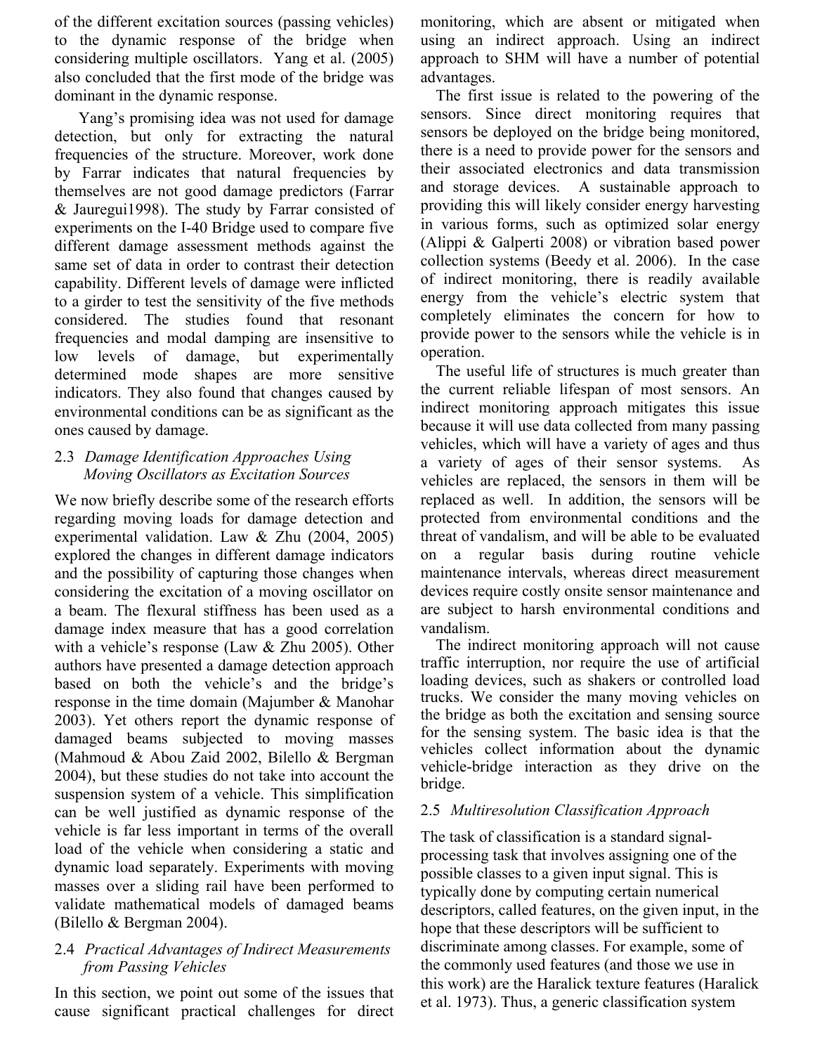of the different excitation sources (passing vehicles) to the dynamic response of the bridge when considering multiple oscillators. Yang et al. (2005) also concluded that the first mode of the bridge was dominant in the dynamic response.

Yang's promising idea was not used for damage detection, but only for extracting the natural frequencies of the structure. Moreover, work done by Farrar indicates that natural frequencies by themselves are not good damage predictors (Farrar & Jauregui1998). The study by Farrar consisted of experiments on the I-40 Bridge used to compare five different damage assessment methods against the same set of data in order to contrast their detection capability. Different levels of damage were inflicted to a girder to test the sensitivity of the five methods considered. The studies found that resonant frequencies and modal damping are insensitive to low levels of damage, but experimentally determined mode shapes are more sensitive indicators. They also found that changes caused by environmental conditions can be as significant as the ones caused by damage.

### 2.3 *Damage Identification Approaches Using Moving Oscillators as Excitation Sources*

We now briefly describe some of the research efforts regarding moving loads for damage detection and experimental validation. Law & Zhu (2004, 2005) explored the changes in different damage indicators and the possibility of capturing those changes when considering the excitation of a moving oscillator on a beam. The flexural stiffness has been used as a damage index measure that has a good correlation with a vehicle's response (Law & Zhu 2005). Other authors have presented a damage detection approach based on both the vehicle's and the bridge's response in the time domain (Majumber & Manohar 2003). Yet others report the dynamic response of damaged beams subjected to moving masses (Mahmoud & Abou Zaid 2002, Bilello & Bergman 2004), but these studies do not take into account the suspension system of a vehicle. This simplification can be well justified as dynamic response of the vehicle is far less important in terms of the overall load of the vehicle when considering a static and dynamic load separately. Experiments with moving masses over a sliding rail have been performed to validate mathematical models of damaged beams (Bilello & Bergman 2004).

### 2.4 *Practical Advantages of Indirect Measurements from Passing Vehicles*

In this section, we point out some of the issues that cause significant practical challenges for direct monitoring, which are absent or mitigated when using an indirect approach. Using an indirect approach to SHM will have a number of potential advantages.

The first issue is related to the powering of the sensors. Since direct monitoring requires that sensors be deployed on the bridge being monitored, there is a need to provide power for the sensors and their associated electronics and data transmission and storage devices. A sustainable approach to providing this will likely consider energy harvesting in various forms, such as optimized solar energy (Alippi & Galperti 2008) or vibration based power collection systems (Beedy et al. 2006). In the case of indirect monitoring, there is readily available energy from the vehicle's electric system that completely eliminates the concern for how to provide power to the sensors while the vehicle is in operation.

The useful life of structures is much greater than the current reliable lifespan of most sensors. An indirect monitoring approach mitigates this issue because it will use data collected from many passing vehicles, which will have a variety of ages and thus a variety of ages of their sensor systems. As vehicles are replaced, the sensors in them will be replaced as well. In addition, the sensors will be protected from environmental conditions and the threat of vandalism, and will be able to be evaluated on a regular basis during routine vehicle maintenance intervals, whereas direct measurement devices require costly onsite sensor maintenance and are subject to harsh environmental conditions and vandalism.

The indirect monitoring approach will not cause traffic interruption, nor require the use of artificial loading devices, such as shakers or controlled load trucks. We consider the many moving vehicles on the bridge as both the excitation and sensing source for the sensing system. The basic idea is that the vehicles collect information about the dynamic vehicle-bridge interaction as they drive on the bridge.

### 2.5 *Multiresolution Classification Approach*

The task of classification is a standard signal-processing task that involves assigning one of the possible classes to a given input signal. This is typically done by computing certain numerical descriptors, called features, on the given input, in the hope that these descriptors will be sufficient to discriminate among classes. For example, some of the commonly used features (and those we use in this work) are the Haralick texture features (Haralick et al. 1973). Thus, a generic classification system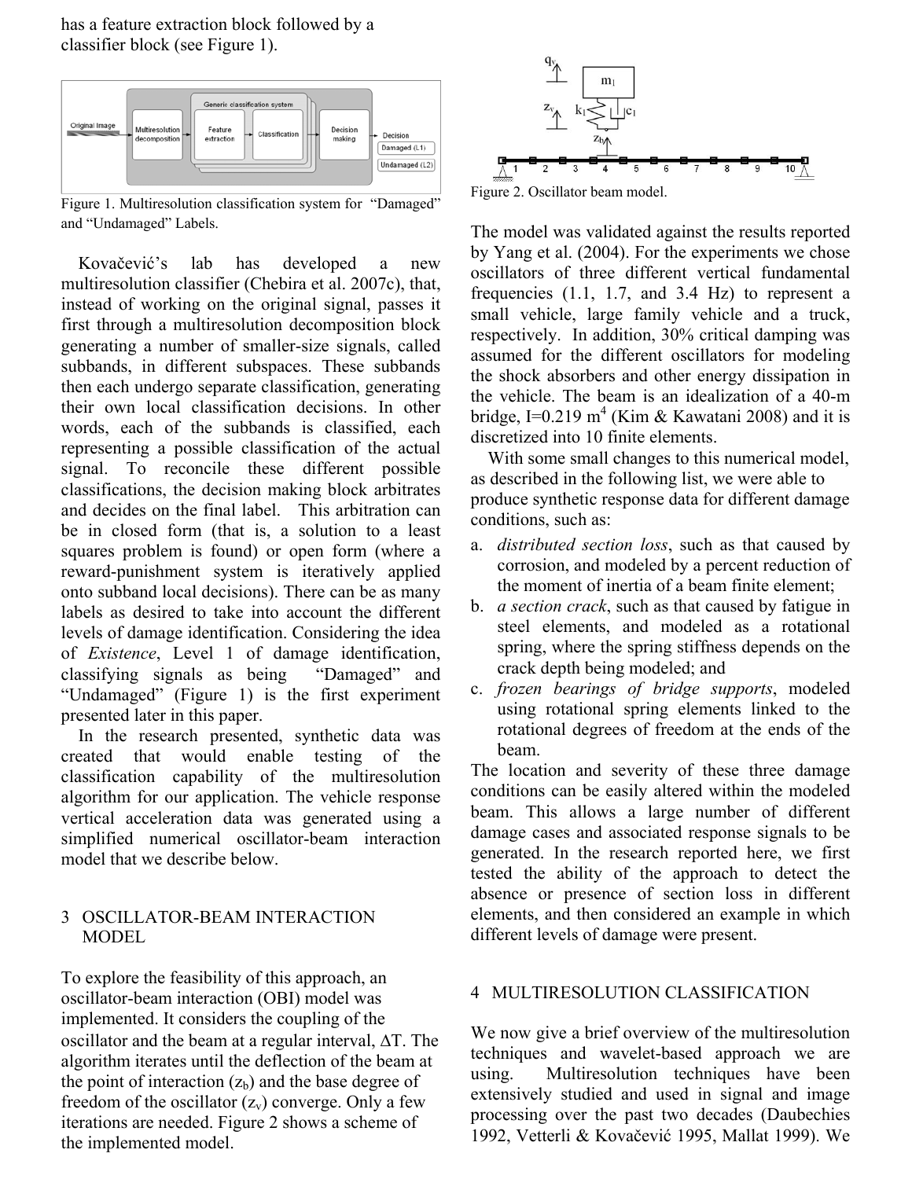has a feature extraction block followed by a classifier block (see Figure 1).

Figure 1. Multiresolution classification system for "Damaged" and "Undamaged" Labels.

Kovačević's lab has developed a new multiresolution classifier (Chebira et al. 2007c), that, instead of working on the original signal, passes it first through a multiresolution decomposition block generating a number of smaller-size signals, called subbands, in different subspaces. These subbands then each undergo separate classification, generating their own local classification decisions. In other words, each of the subbands is classified, each representing a possible classification of the actual signal. To reconcile these different possible classifications, the decision making block arbitrates and decides on the final label. This arbitration can be in closed form (that is, a solution to a least squares problem is found) or open form (where a reward-punishment system is iteratively applied onto subband local decisions). There can be as many labels as desired to take into account the different levels of damage identification. Considering the idea of *Existence*, Level 1 of damage identification, classifying signals as being "Damaged" and "Undamaged" (Figure 1) is the first experiment presented later in this paper.

In the research presented, synthetic data was created that would enable testing of the classification capability of the multiresolution algorithm for our application. The vehicle response vertical acceleration data was generated using a simplified numerical oscillator-beam interaction model that we describe below.

## 3 OSCILLATOR-BEAM INTERACTION MODEL

To explore the feasibility of this approach, an oscillator-beam interaction (OBI) model was implemented. It considers the coupling of the oscillator and the beam at a regular interval, $\Delta T$. The algorithm iterates until the deflection of the beam at the point of interaction ($z_b$) and the base degree of freedom of the oscillator ($z_v$) converge. Only a few iterations are needed. Figure 2 shows a scheme of the implemented model.

Figure 2. Oscillator beam model.

The model was validated against the results reported by Yang et al. (2004). For the experiments we chose oscillators of three different vertical fundamental frequencies (1.1, 1.7, and 3.4 Hz) to represent a small vehicle, large family vehicle and a truck, respectively. In addition, 30% critical damping was assumed for the different oscillators for modeling the shock absorbers and other energy dissipation in the vehicle. The beam is an idealization of a 40-m bridge, I=0.219 $m^4$ (Kim & Kawatani 2008) and it is discretized into 10 finite elements.

With some small changes to this numerical model, as described in the following list, we were able to produce synthetic response data for different damage conditions, such as:

a. *distributed section loss*, such as that caused by corrosion, and modeled by a percent reduction of the moment of inertia of a beam finite element;
b. *a section crack*, such as that caused by fatigue in steel elements, and modeled as a rotational spring, where the spring stiffness depends on the crack depth being modeled; and
c. *frozen bearings of bridge supports*, modeled using rotational spring elements linked to the rotational degrees of freedom at the ends of the beam.

The location and severity of these three damage conditions can be easily altered within the modeled beam. This allows a large number of different damage cases and associated response signals to be generated. In the research reported here, we first tested the ability of the approach to detect the absence or presence of section loss in different elements, and then considered an example in which different levels of damage were present.

## 4 MULTIRESOLUTION CLASSIFICATION

We now give a brief overview of the multiresolution techniques and wavelet-based approach we are using. Multiresolution techniques have been extensively studied and used in signal and image processing over the past two decades (Daubechies 1992, Vetterli & Kovačević 1995, Mallat 1999). We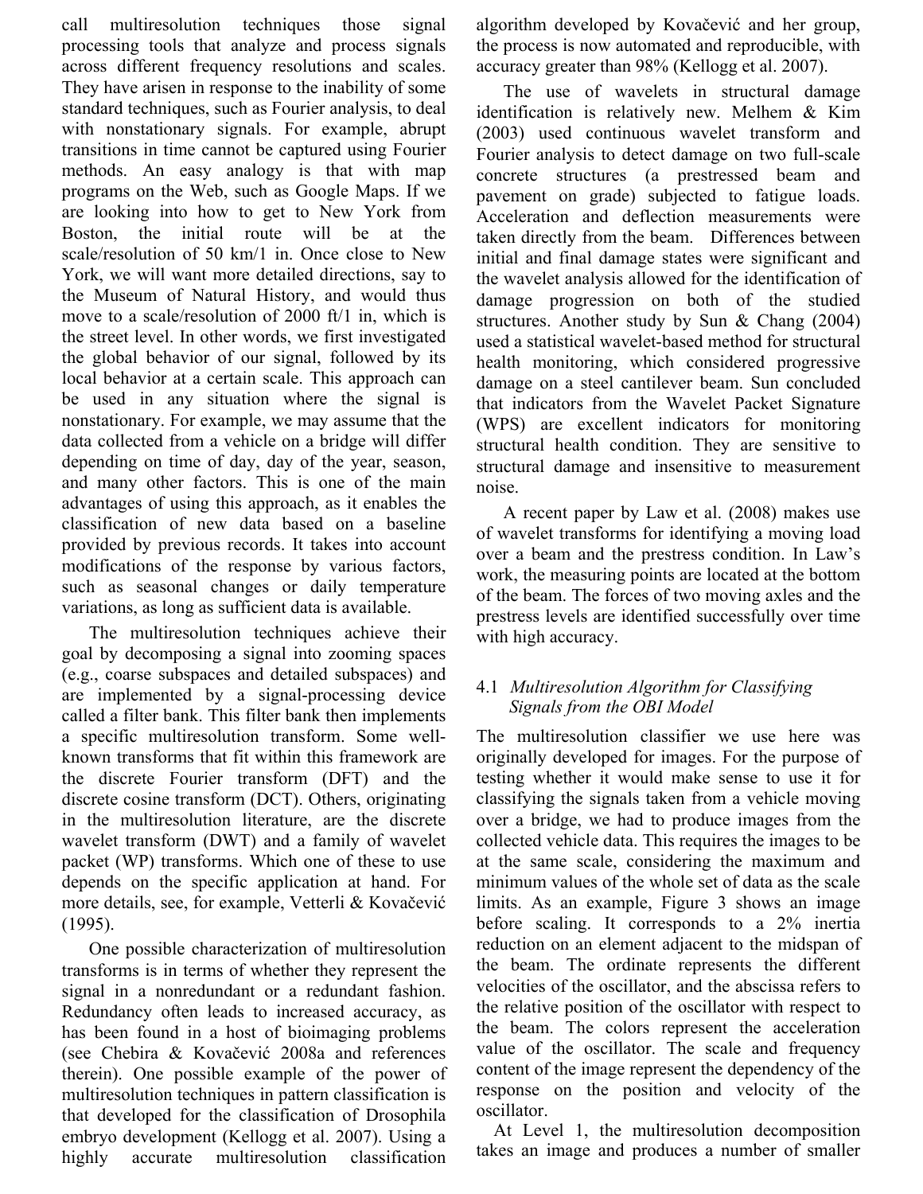call multiresolution techniques those signal processing tools that analyze and process signals across different frequency resolutions and scales. They have arisen in response to the inability of some standard techniques, such as Fourier analysis, to deal with nonstationary signals. For example, abrupt transitions in time cannot be captured using Fourier methods. An easy analogy is that with map programs on the Web, such as Google Maps. If we are looking into how to get to New York from Boston, the initial route will be at the scale/resolution of 50 km/1 in. Once close to New York, we will want more detailed directions, say to the Museum of Natural History, and would thus move to a scale/resolution of 2000 ft/1 in, which is the street level. In other words, we first investigated the global behavior of our signal, followed by its local behavior at a certain scale. This approach can be used in any situation where the signal is nonstationary. For example, we may assume that the data collected from a vehicle on a bridge will differ depending on time of day, day of the year, season, and many other factors. This is one of the main advantages of using this approach, as it enables the classification of new data based on a baseline provided by previous records. It takes into account modifications of the response by various factors, such as seasonal changes or daily temperature variations, as long as sufficient data is available.

The multiresolution techniques achieve their goal by decomposing a signal into zooming spaces (e.g., coarse subspaces and detailed subspaces) and are implemented by a signal-processing device called a filter bank. This filter bank then implements a specific multiresolution transform. Some well-known transforms that fit within this framework are the discrete Fourier transform (DFT) and the discrete cosine transform (DCT). Others, originating in the multiresolution literature, are the discrete wavelet transform (DWT) and a family of wavelet packet (WP) transforms. Which one of these to use depends on the specific application at hand. For more details, see, for example, Vetterli & Kovačević (1995).

One possible characterization of multiresolution transforms is in terms of whether they represent the signal in a nonredundant or a redundant fashion. Redundancy often leads to increased accuracy, as has been found in a host of bioimaging problems (see Chebira & Kovačević 2008a and references therein). One possible example of the power of multiresolution techniques in pattern classification is that developed for the classification of Drosophila embryo development (Kellogg et al. 2007). Using a highly accurate multiresolution classification algorithm developed by Kovačević and her group, the process is now automated and reproducible, with accuracy greater than 98% (Kellogg et al. 2007).

The use of wavelets in structural damage identification is relatively new. Melhem & Kim (2003) used continuous wavelet transform and Fourier analysis to detect damage on two full-scale concrete structures (a prestressed beam and pavement on grade) subjected to fatigue loads. Acceleration and deflection measurements were taken directly from the beam. Differences between initial and final damage states were significant and the wavelet analysis allowed for the identification of damage progression on both of the studied structures. Another study by Sun & Chang (2004) used a statistical wavelet-based method for structural health monitoring, which considered progressive damage on a steel cantilever beam. Sun concluded that indicators from the Wavelet Packet Signature (WPS) are excellent indicators for monitoring structural health condition. They are sensitive to structural damage and insensitive to measurement noise.

A recent paper by Law et al. (2008) makes use of wavelet transforms for identifying a moving load over a beam and the prestress condition. In Law's work, the measuring points are located at the bottom of the beam. The forces of two moving axles and the prestress levels are identified successfully over time with high accuracy.

### 4.1 *Multiresolution Algorithm for Classifying Signals from the OBI Model*

The multiresolution classifier we use here was originally developed for images. For the purpose of testing whether it would make sense to use it for classifying the signals taken from a vehicle moving over a bridge, we had to produce images from the collected vehicle data. This requires the images to be at the same scale, considering the maximum and minimum values of the whole set of data as the scale limits. As an example, Figure 3 shows an image before scaling. It corresponds to a 2% inertia reduction on an element adjacent to the midspan of the beam. The ordinate represents the different velocities of the oscillator, and the abscissa refers to the relative position of the oscillator with respect to the beam. The colors represent the acceleration value of the oscillator. The scale and frequency content of the image represent the dependency of the response on the position and velocity of the oscillator.

At Level 1, the multiresolution decomposition takes an image and produces a number of smaller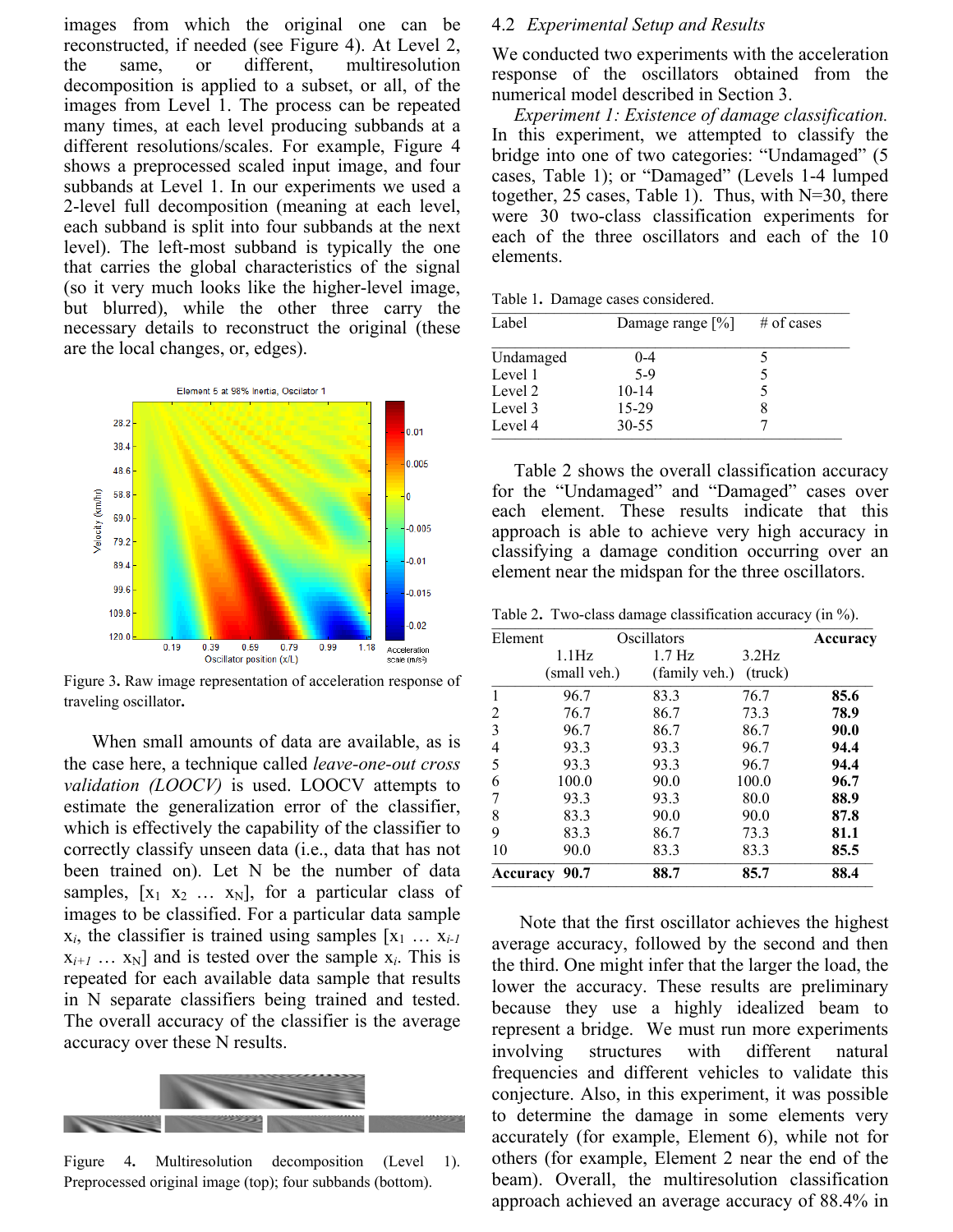images from which the original one can be reconstructed, if needed (see Figure 4). At Level 2, the same, or different, multiresolution decomposition is applied to a subset, or all, of the images from Level 1. The process can be repeated many times, at each level producing subbands at a different resolutions/scales. For example, Figure 4 shows a preprocessed scaled input image, and four subbands at Level 1. In our experiments we used a 2-level full decomposition (meaning at each level, each subband is split into four subbands at the next level). The left-most subband is typically the one that carries the global characteristics of the signal (so it very much looks like the higher-level image, but blurred), while the other three carry the necessary details to reconstruct the original (these are the local changes, or, edges).

Figure 3. Raw image representation of acceleration response of traveling oscillator.

When small amounts of data are available, as is the case here, a technique called *leave-one-out cross validation (LOOCV)* is used. LOOCV attempts to estimate the generalization error of the classifier, which is effectively the capability of the classifier to correctly classify unseen data (i.e., data that has not been trained on). Let N be the number of data samples, $[x_1\ x_2\ \ldots\ x_N]$, for a particular class of images to be classified. For a particular data sample $x_i$, the classifier is trained using samples $[x_1\ \ldots\ x_{i-1}\ x_{i+1}\ \ldots\ x_N]$ and is tested over the sample $x_i$. This is repeated for each available data sample that results in N separate classifiers being trained and tested. The overall accuracy of the classifier is the average accuracy over these N results.

Figure 4. Multiresolution decomposition (Level 1). Preprocessed original image (top); four subbands (bottom).

### 4.2 *Experimental Setup and Results*

We conducted two experiments with the acceleration response of the oscillators obtained from the numerical model described in Section 3.

*Experiment 1: Existence of damage classification.* In this experiment, we attempted to classify the bridge into one of two categories: "Undamaged" (5 cases, Table 1); or "Damaged" (Levels 1-4 lumped together, 25 cases, Table 1). Thus, with N=30, there were 30 two-class classification experiments for each of the three oscillators and each of the 10 elements.

Table 1. Damage cases considered.

| Label | Damage range [%] | # of cases |
|---|---|---|
| Undamaged | 0-4 | 5 |
| Level 1 | 5-9 | 5 |
| Level 2 | 10-14 | 5 |
| Level 3 | 15-29 | 8 |
| Level 4 | 30-55 | 7 |

Table 2 shows the overall classification accuracy for the "Undamaged" and "Damaged" cases over each element. These results indicate that this approach is able to achieve very high accuracy in classifying a damage condition occurring over an element near the midspan for the three oscillators.

Table 2. Two-class damage classification accuracy (in %).

| Element | Oscillators | | | **Accuracy** |
|---|---|---|---|---|
| | 1.1Hz (small veh.) | 1.7 Hz (family veh.) | 3.2Hz (truck) | |
| 1 | 96.7 | 83.3 | 76.7 | **85.6** |
| 2 | 76.7 | 86.7 | 73.3 | **78.9** |
| 3 | 96.7 | 86.7 | 86.7 | **90.0** |
| 4 | 93.3 | 93.3 | 96.7 | **94.4** |
| 5 | 93.3 | 93.3 | 96.7 | **94.4** |
| 6 | 100.0 | 90.0 | 100.0 | **96.7** |
| 7 | 93.3 | 93.3 | 80.0 | **88.9** |
| 8 | 83.3 | 90.0 | 90.0 | **87.8** |
| 9 | 83.3 | 86.7 | 73.3 | **81.1** |
| 10 | 90.0 | 83.3 | 83.3 | **85.5** |
| **Accuracy** | **90.7** | **88.7** | **85.7** | **88.4** |

Note that the first oscillator achieves the highest average accuracy, followed by the second and then the third. One might infer that the larger the load, the lower the accuracy. These results are preliminary because they use a highly idealized beam to represent a bridge. We must run more experiments involving structures with different natural frequencies and different vehicles to validate this conjecture. Also, in this experiment, it was possible to determine the damage in some elements very accurately (for example, Element 6), while not for others (for example, Element 2 near the end of the beam). Overall, the multiresolution classification approach achieved an average accuracy of 88.4% in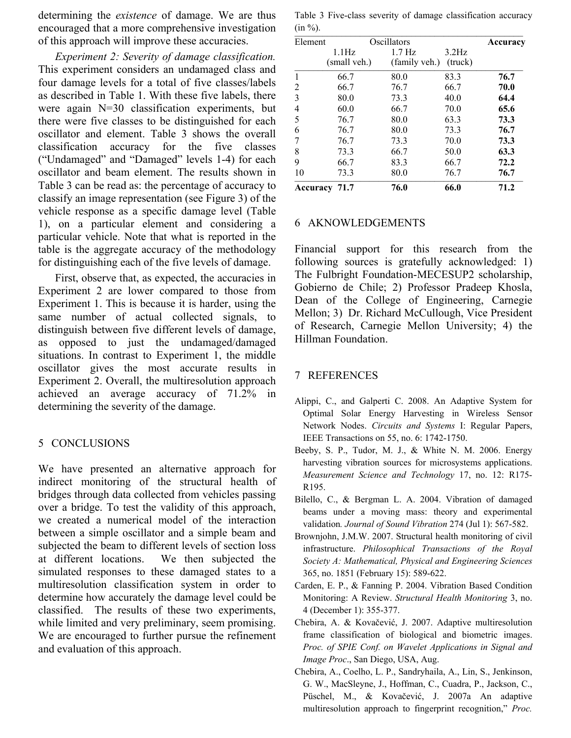determining the *existence* of damage. We are thus encouraged that a more comprehensive investigation of this approach will improve these accuracies.

*Experiment 2: Severity of damage classification.* This experiment considers an undamaged class and four damage levels for a total of five classes/labels as described in Table 1. With these five labels, there were again N=30 classification experiments, but there were five classes to be distinguished for each oscillator and element. Table 3 shows the overall classification accuracy for the five classes ("Undamaged" and "Damaged" levels 1-4) for each oscillator and beam element. The results shown in Table 3 can be read as: the percentage of accuracy to classify an image representation (see Figure 3) of the vehicle response as a specific damage level (Table 1), on a particular element and considering a particular vehicle. Note that what is reported in the table is the aggregate accuracy of the methodology for distinguishing each of the five levels of damage.

First, observe that, as expected, the accuracies in Experiment 2 are lower compared to those from Experiment 1. This is because it is harder, using the same number of actual collected signals, to distinguish between five different levels of damage, as opposed to just the undamaged/damaged situations. In contrast to Experiment 1, the middle oscillator gives the most accurate results in Experiment 2. Overall, the multiresolution approach achieved an average accuracy of 71.2% in determining the severity of the damage.

Table 3 Five-class severity of damage classification accuracy (in %).

| Element | Oscillators | | | **Accuracy** |
|---|---|---|---|---|
| | 1.1Hz (small veh.) | 1.7 Hz (family veh.) | 3.2Hz (truck) | |
| 1 | 66.7 | 80.0 | 83.3 | **76.7** |
| 2 | 66.7 | 76.7 | 66.7 | **70.0** |
| 3 | 80.0 | 73.3 | 40.0 | **64.4** |
| 4 | 60.0 | 66.7 | 70.0 | **65.6** |
| 5 | 76.7 | 80.0 | 63.3 | **73.3** |
| 6 | 76.7 | 80.0 | 73.3 | **76.7** |
| 7 | 76.7 | 73.3 | 70.0 | **73.3** |
| 8 | 73.3 | 66.7 | 50.0 | **63.3** |
| 9 | 66.7 | 83.3 | 66.7 | **72.2** |
| 10 | 73.3 | 80.0 | 76.7 | **76.7** |
| **Accuracy** | **71.7** | **76.0** | **66.0** | **71.2** |

## 5 CONCLUSIONS

We have presented an alternative approach for indirect monitoring of the structural health of bridges through data collected from vehicles passing over a bridge. To test the validity of this approach, we created a numerical model of the interaction between a simple oscillator and a simple beam and subjected the beam to different levels of section loss at different locations. We then subjected the simulated responses to these damaged states to a multiresolution classification system in order to determine how accurately the damage level could be classified. The results of these two experiments, while limited and very preliminary, seem promising. We are encouraged to further pursue the refinement and evaluation of this approach.

## 6 AKNOWLEDGEMENTS

Financial support for this research from the following sources is gratefully acknowledged: 1) The Fulbright Foundation-MECESUP2 scholarship, Gobierno de Chile; 2) Professor Pradeep Khosla, Dean of the College of Engineering, Carnegie Mellon; 3) Dr. Richard McCullough, Vice President of Research, Carnegie Mellon University; 4) the Hillman Foundation.

## 7 REFERENCES

Alippi, C., and Galperti C. 2008. An Adaptive System for Optimal Solar Energy Harvesting in Wireless Sensor Network Nodes. *Circuits and Systems* I: Regular Papers, IEEE Transactions on 55, no. 6: 1742-1750.

Beeby, S. P., Tudor, M. J., & White N. M. 2006. Energy harvesting vibration sources for microsystems applications. *Measurement Science and Technology* 17, no. 12: R175-R195.

Bilello, C., & Bergman L. A. 2004. Vibration of damaged beams under a moving mass: theory and experimental validation*. Journal of Sound Vibration* 274 (Jul 1): 567-582.

Brownjohn, J.M.W. 2007. Structural health monitoring of civil infrastructure. *Philosophical Transactions of the Royal Society A: Mathematical, Physical and Engineering Sciences* 365, no. 1851 (February 15): 589-622.

Carden, E. P., & Fanning P. 2004. Vibration Based Condition Monitoring: A Review. *Structural Health Monitoring* 3, no. 4 (December 1): 355-377.

Chebira, A. & Kovačević, J. 2007. Adaptive multiresolution frame classification of biological and biometric images. *Proc. of SPIE Conf. on Wavelet Applications in Signal and Image Proc*., San Diego, USA, Aug.

Chebira, A., Coelho, L. P., Sandryhaila, A., Lin, S., Jenkinson, G. W., MacSleyne, J., Hoffman, C., Cuadra, P., Jackson, C., Püschel, M., & Kovačević, J. 2007a An adaptive multiresolution approach to fingerprint recognition," *Proc.*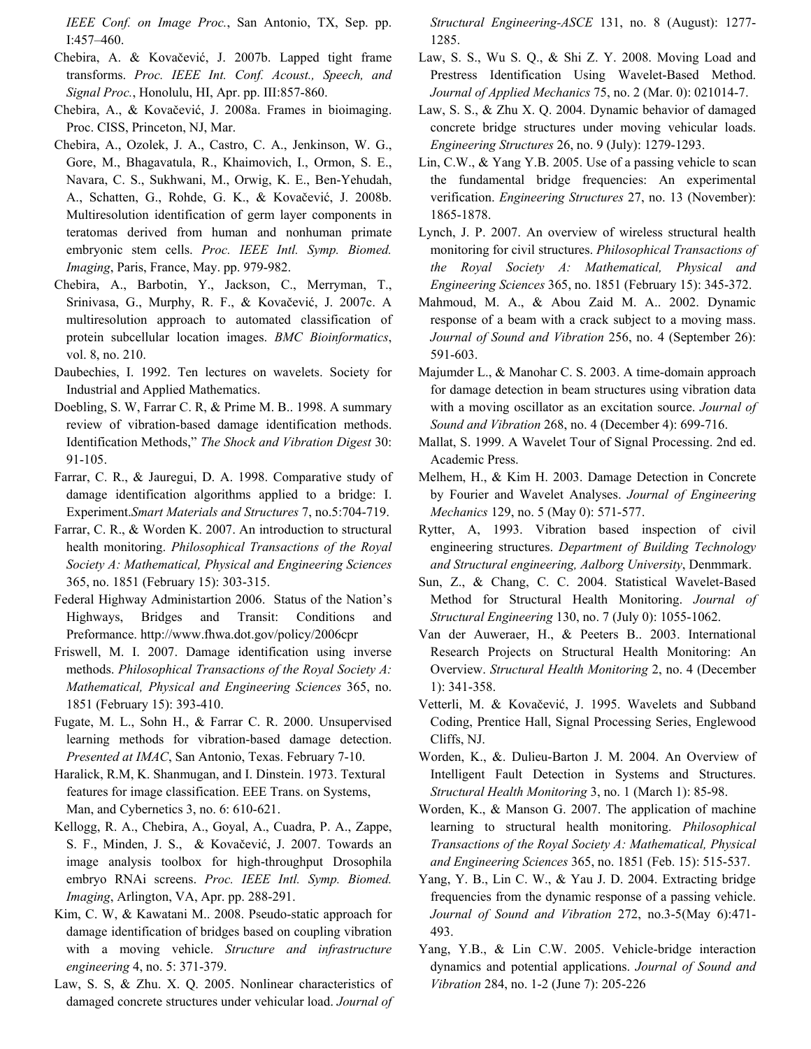*IEEE Conf. on Image Proc.*, San Antonio, TX, Sep. pp. I:457–460.

Chebira, A. & Kovačević, J. 2007b. Lapped tight frame transforms. *Proc. IEEE Int. Conf. Acoust., Speech, and Signal Proc.*, Honolulu, HI, Apr. pp. III:857-860.

Chebira, A., & Kovačević, J. 2008a. Frames in bioimaging. Proc. CISS, Princeton, NJ, Mar.

Chebira, A., Ozolek, J. A., Castro, C. A., Jenkinson, W. G., Gore, M., Bhagavatula, R., Khaimovich, I., Ormon, S. E., Navara, C. S., Sukhwani, M., Orwig, K. E., Ben-Yehudah, A., Schatten, G., Rohde, G. K., & Kovačević, J. 2008b. Multiresolution identification of germ layer components in teratomas derived from human and nonhuman primate embryonic stem cells. *Proc. IEEE Intl. Symp. Biomed. Imaging*, Paris, France, May. pp. 979-982.

Chebira, A., Barbotin, Y., Jackson, C., Merryman, T., Srinivasa, G., Murphy, R. F., & Kovačević, J. 2007c. A multiresolution approach to automated classification of protein subcellular location images. *BMC Bioinformatics*, vol. 8, no. 210.

Daubechies, I. 1992. Ten lectures on wavelets. Society for Industrial and Applied Mathematics.

Doebling, S. W, Farrar C. R, & Prime M. B.. 1998. A summary review of vibration-based damage identification methods. Identification Methods," *The Shock and Vibration Digest* 30: 91-105.

Farrar, C. R., & Jauregui, D. A. 1998. Comparative study of damage identification algorithms applied to a bridge: I. Experiment.*Smart Materials and Structures* 7, no.5:704-719.

Farrar, C. R., & Worden K. 2007. An introduction to structural health monitoring. *Philosophical Transactions of the Royal Society A: Mathematical, Physical and Engineering Sciences* 365, no. 1851 (February 15): 303-315.

Federal Highway Administartion 2006. Status of the Nation's Highways, Bridges and Transit: Conditions and Preformance. http://www.fhwa.dot.gov/policy/2006cpr

Friswell, M. I. 2007. Damage identification using inverse methods. *Philosophical Transactions of the Royal Society A: Mathematical, Physical and Engineering Sciences* 365, no. 1851 (February 15): 393-410.

Fugate, M. L., Sohn H., & Farrar C. R. 2000. Unsupervised learning methods for vibration-based damage detection. *Presented at IMAC*, San Antonio, Texas. February 7-10.

Haralick, R.M, K. Shanmugan, and I. Dinstein. 1973. Textural features for image classification. EEE Trans. on Systems, Man, and Cybernetics 3, no. 6: 610-621.

Kellogg, R. A., Chebira, A., Goyal, A., Cuadra, P. A., Zappe, S. F., Minden, J. S., & Kovačević, J. 2007. Towards an image analysis toolbox for high-throughput Drosophila embryo RNAi screens. *Proc. IEEE Intl. Symp. Biomed. Imaging*, Arlington, VA, Apr. pp. 288-291.

Kim, C. W, & Kawatani M.. 2008. Pseudo-static approach for damage identification of bridges based on coupling vibration with a moving vehicle. *Structure and infrastructure engineering* 4, no. 5: 371-379.

Law, S. S, & Zhu. X. Q. 2005. Nonlinear characteristics of damaged concrete structures under vehicular load. *Journal of Structural Engineering-ASCE* 131, no. 8 (August): 1277-1285.

Law, S. S., Wu S. Q., & Shi Z. Y. 2008. Moving Load and Prestress Identification Using Wavelet-Based Method. *Journal of Applied Mechanics* 75, no. 2 (Mar. 0): 021014-7.

Law, S. S., & Zhu X. Q. 2004. Dynamic behavior of damaged concrete bridge structures under moving vehicular loads. *Engineering Structures* 26, no. 9 (July): 1279-1293.

Lin, C.W., & Yang Y.B. 2005. Use of a passing vehicle to scan the fundamental bridge frequencies: An experimental verification. *Engineering Structures* 27, no. 13 (November): 1865-1878.

Lynch, J. P. 2007. An overview of wireless structural health monitoring for civil structures. *Philosophical Transactions of the Royal Society A: Mathematical, Physical and Engineering Sciences* 365, no. 1851 (February 15): 345-372.

Mahmoud, M. A., & Abou Zaid M. A.. 2002. Dynamic response of a beam with a crack subject to a moving mass. *Journal of Sound and Vibration* 256, no. 4 (September 26): 591-603.

Majumder L., & Manohar C. S. 2003. A time-domain approach for damage detection in beam structures using vibration data with a moving oscillator as an excitation source. *Journal of Sound and Vibration* 268, no. 4 (December 4): 699-716.

Mallat, S. 1999. A Wavelet Tour of Signal Processing. 2nd ed. Academic Press.

Melhem, H., & Kim H. 2003. Damage Detection in Concrete by Fourier and Wavelet Analyses. *Journal of Engineering Mechanics* 129, no. 5 (May 0): 571-577.

Rytter, A, 1993. Vibration based inspection of civil engineering structures. *Department of Building Technology and Structural engineering, Aalborg University*, Denmmark.

Sun, Z., & Chang, C. C. 2004. Statistical Wavelet-Based Method for Structural Health Monitoring. *Journal of Structural Engineering* 130, no. 7 (July 0): 1055-1062.

Van der Auweraer, H., & Peeters B.. 2003. International Research Projects on Structural Health Monitoring: An Overview. *Structural Health Monitoring* 2, no. 4 (December 1): 341-358.

Vetterli, M. & Kovačević, J. 1995. Wavelets and Subband Coding, Prentice Hall, Signal Processing Series, Englewood Cliffs, NJ.

Worden, K., &. Dulieu-Barton J. M. 2004. An Overview of Intelligent Fault Detection in Systems and Structures. *Structural Health Monitoring* 3, no. 1 (March 1): 85-98.

Worden, K., & Manson G. 2007. The application of machine learning to structural health monitoring. *Philosophical Transactions of the Royal Society A: Mathematical, Physical and Engineering Sciences* 365, no. 1851 (Feb. 15): 515-537.

Yang, Y. B., Lin C. W., & Yau J. D. 2004. Extracting bridge frequencies from the dynamic response of a passing vehicle. *Journal of Sound and Vibration* 272, no.3-5(May 6):471-493.

Yang, Y.B., & Lin C.W. 2005. Vehicle-bridge interaction dynamics and potential applications. *Journal of Sound and Vibration* 284, no. 1-2 (June 7): 205-226